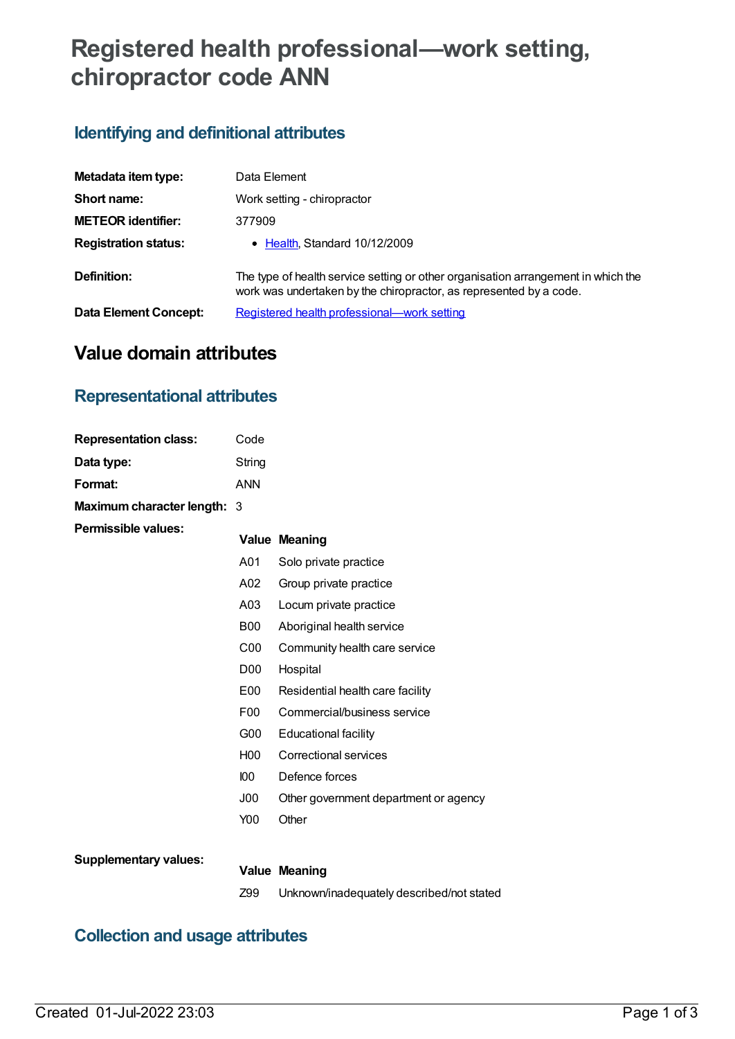# Registered health professional—work setting, chiropractor code ANN

## Identifying and definitional attributes

| | |
|---|---|
| **Metadata item type:** | Data Element |
| **Short name:** | Work setting - chiropractor |
| **METEOR identifier:** | 377909 |
| **Registration status:** | • Health, Standard 10/12/2009 |
| **Definition:** | The type of health service setting or other organisation arrangement in which the work was undertaken by the chiropractor, as represented by a code. |
| **Data Element Concept:** | Registered health professional—work setting |

# Value domain attributes

## Representational attributes

| | |
|---|---|
| **Representation class:** | Code |
| **Data type:** | String |
| **Format:** | ANN |
| **Maximum character length:** | 3 |

**Permissible values:**

| Value | Meaning |
|---|---|
| A01 | Solo private practice |
| A02 | Group private practice |
| A03 | Locum private practice |
| B00 | Aboriginal health service |
| C00 | Community health care service |
| D00 | Hospital |
| E00 | Residential health care facility |
| F00 | Commercial/business service |
| G00 | Educational facility |
| H00 | Correctional services |
| I00 | Defence forces |
| J00 | Other government department or agency |
| Y00 | Other |

**Supplementary values:**

| Value | Meaning |
|---|---|
| Z99 | Unknown/inadequately described/not stated |

## Collection and usage attributes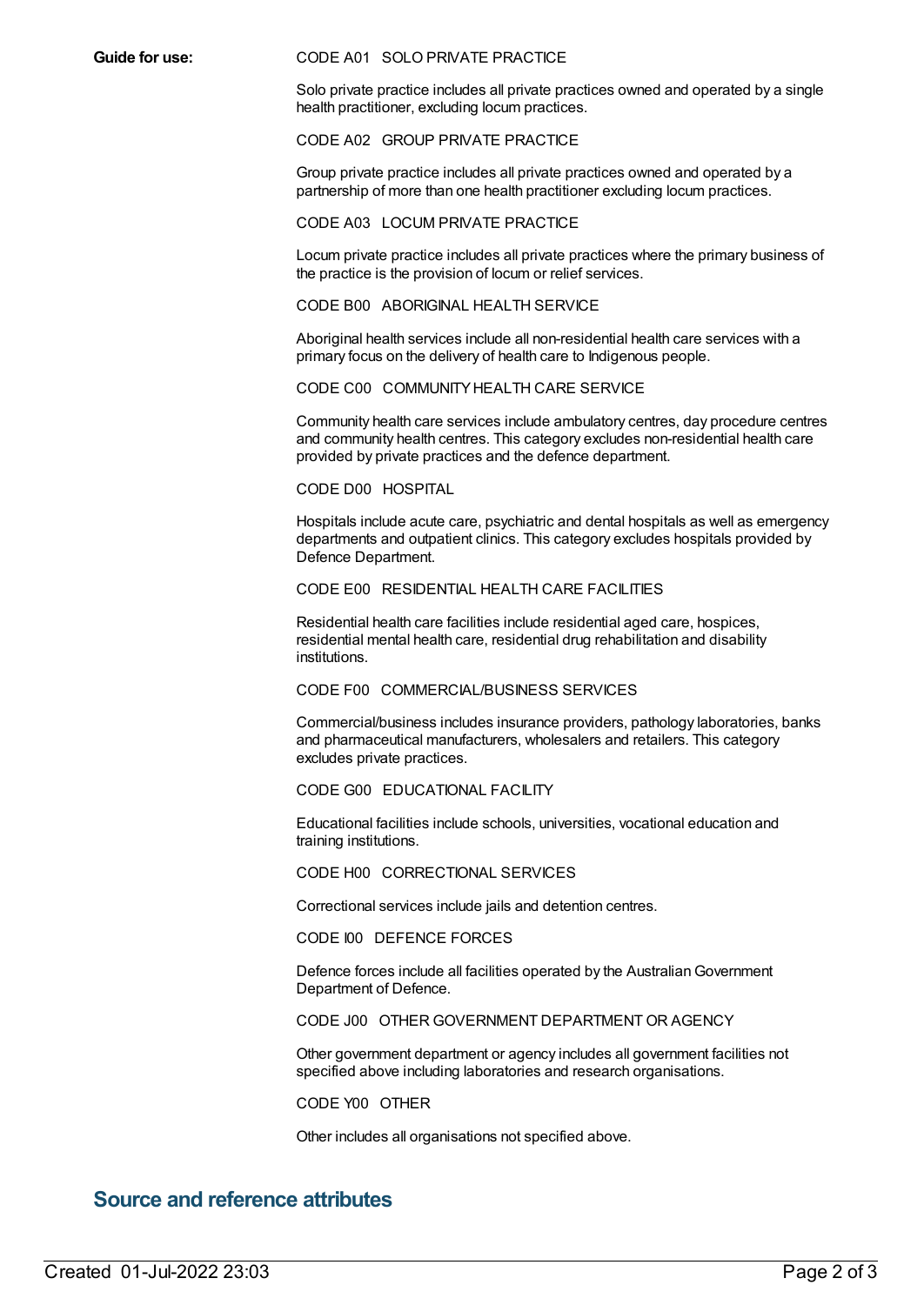**Guide for use:**

CODE A01 SOLO PRIVATE PRACTICE

Solo private practice includes all private practices owned and operated by a single health practitioner, excluding locum practices.

CODE A02 GROUP PRIVATE PRACTICE

Group private practice includes all private practices owned and operated by a partnership of more than one health practitioner excluding locum practices.

CODE A03 LOCUM PRIVATE PRACTICE

Locum private practice includes all private practices where the primary business of the practice is the provision of locum or relief services.

CODE B00 ABORIGINAL HEALTH SERVICE

Aboriginal health services include all non-residential health care services with a primary focus on the delivery of health care to Indigenous people.

CODE C00 COMMUNITY HEALTH CARE SERVICE

Community health care services include ambulatory centres, day procedure centres and community health centres. This category excludes non-residential health care provided by private practices and the defence department.

CODE D00 HOSPITAL

Hospitals include acute care, psychiatric and dental hospitals as well as emergency departments and outpatient clinics. This category excludes hospitals provided by Defence Department.

CODE E00 RESIDENTIAL HEALTH CARE FACILITIES

Residential health care facilities include residential aged care, hospices, residential mental health care, residential drug rehabilitation and disability institutions.

CODE F00 COMMERCIAL/BUSINESS SERVICES

Commercial/business includes insurance providers, pathology laboratories, banks and pharmaceutical manufacturers, wholesalers and retailers. This category excludes private practices.

CODE G00 EDUCATIONAL FACILITY

Educational facilities include schools, universities, vocational education and training institutions.

CODE H00 CORRECTIONAL SERVICES

Correctional services include jails and detention centres.

CODE I00 DEFENCE FORCES

Defence forces include all facilities operated by the Australian Government Department of Defence.

CODE J00 OTHER GOVERNMENT DEPARTMENT OR AGENCY

Other government department or agency includes all government facilities not specified above including laboratories and research organisations.

CODE Y00 OTHER

Other includes all organisations not specified above.

## Source and reference attributes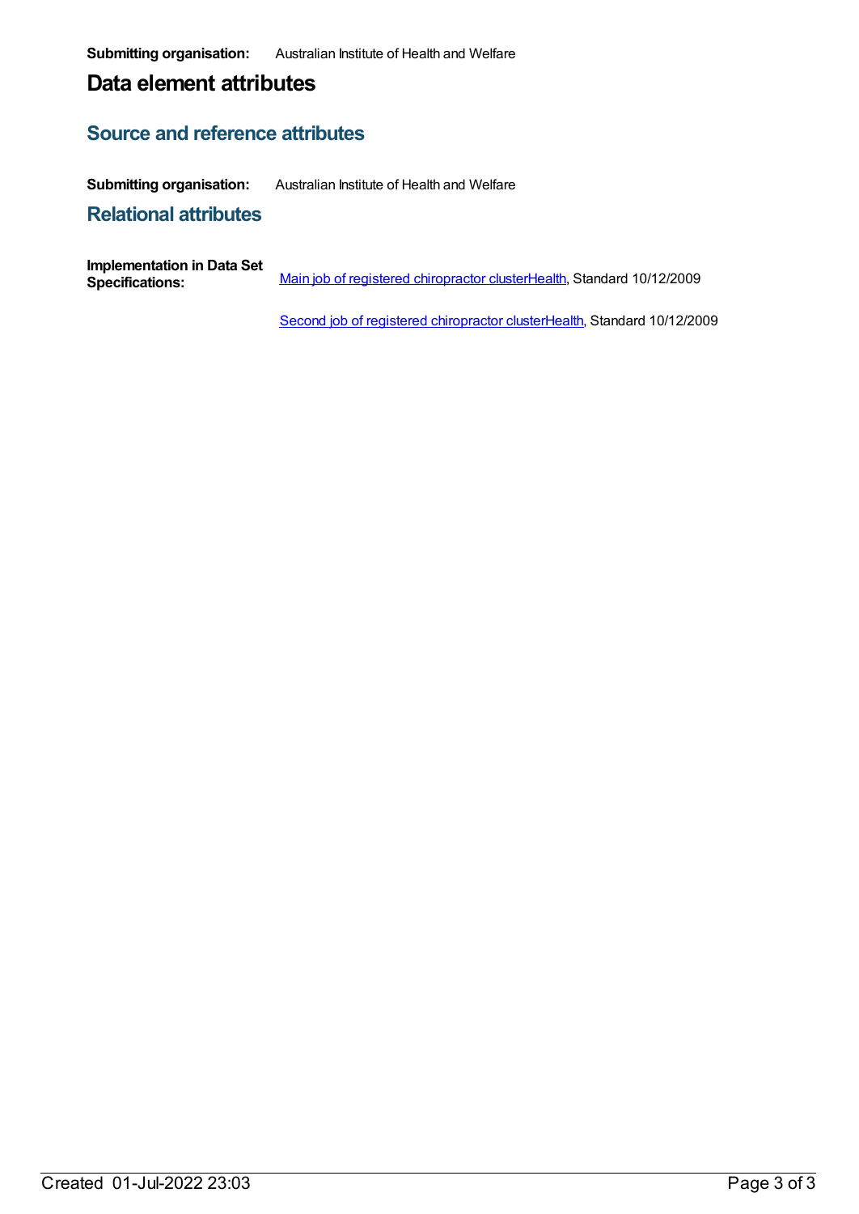**Submitting organisation:** Australian Institute of Health and Welfare

## Data element attributes

### Source and reference attributes

**Submitting organisation:** Australian Institute of Health and Welfare

### Relational attributes

**Implementation in Data Set Specifications:**

Main job of registered chiropractor clusterHealth, Standard 10/12/2009

Second job of registered chiropractor clusterHealth, Standard 10/12/2009